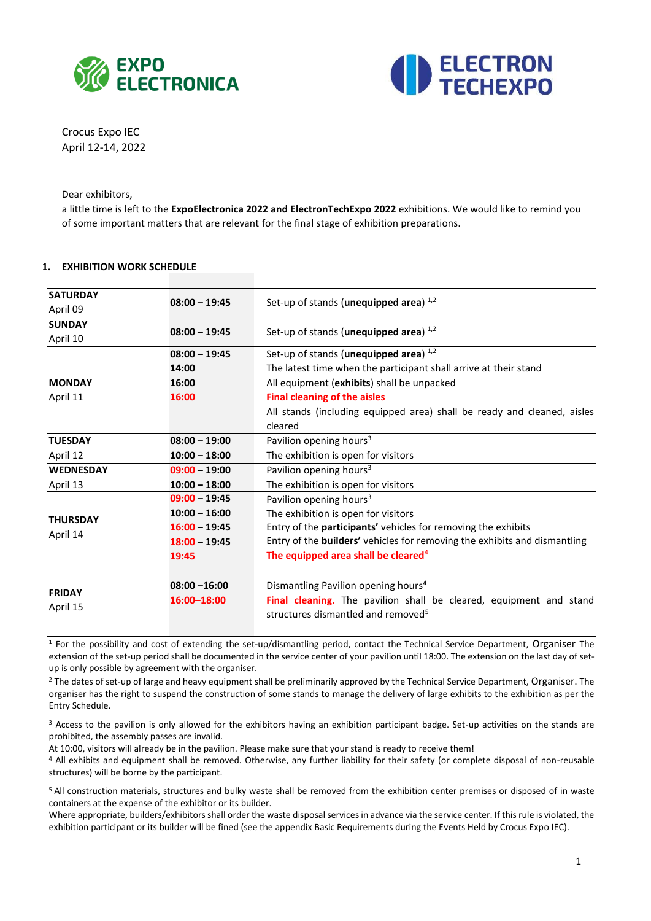EXPO ELECTRONICA

ELECTRON TECHEXPO

Crocus Expo IEC
April 12-14, 2022

Dear exhibitors,
a little time is left to the **ExpoElectronica 2022 and ElectronTechExpo 2022** exhibitions. We would like to remind you of some important matters that are relevant for the final stage of exhibition preparations.

## 1. EXHIBITION WORK SCHEDULE

| | | |
|---|---|---|
| **SATURDAY** April 09 | **08:00 – 19:45** | Set-up of stands (**unequipped area**) [1,2] |
| **SUNDAY** April 10 | **08:00 – 19:45** | Set-up of stands (**unequipped area**) [1,2] |
| **MONDAY** April 11 | **08:00 – 19:45** | Set-up of stands (**unequipped area**) [1,2] |
| | **14:00** | The latest time when the participant shall arrive at their stand |
| | **16:00** | All equipment (**exhibits**) shall be unpacked |
| | **16:00** | **Final cleaning of the aisles** |
| | | All stands (including equipped area) shall be ready and cleaned, aisles cleared |
| **TUESDAY** April 12 | **08:00 – 19:00** | Pavilion opening hours[3] |
| | **10:00 – 18:00** | The exhibition is open for visitors |
| **WEDNESDAY** April 13 | **09:00 – 19:00** | Pavilion opening hours[3] |
| | **10:00 – 18:00** | The exhibition is open for visitors |
| **THURSDAY** April 14 | **09:00 – 19:45** | Pavilion opening hours[3] |
| | **10:00 – 16:00** | The exhibition is open for visitors |
| | **16:00 – 19:45** | Entry of the **participants'** vehicles for removing the exhibits |
| | **18:00 – 19:45** | Entry of the **builders'** vehicles for removing the exhibits and dismantling |
| | **19:45** | **The equipped area shall be cleared**[4] |
| **FRIDAY** April 15 | **08:00 –16:00** | Dismantling Pavilion opening hours[4] |
| | **16:00–18:00** | **Final cleaning.** The pavilion shall be cleared, equipment and stand structures dismantled and removed[5] |

[1] For the possibility and cost of extending the set-up/dismantling period, contact the Technical Service Department, Organiser The extension of the set-up period shall be documented in the service center of your pavilion until 18:00. The extension on the last day of set-up is only possible by agreement with the organiser.

[2] The dates of set-up of large and heavy equipment shall be preliminarily approved by the Technical Service Department, Organiser. The organiser has the right to suspend the construction of some stands to manage the delivery of large exhibits to the exhibition as per the Entry Schedule.

[3] Access to the pavilion is only allowed for the exhibitors having an exhibition participant badge. Set-up activities on the stands are prohibited, the assembly passes are invalid.
At 10:00, visitors will already be in the pavilion. Please make sure that your stand is ready to receive them!

[4] All exhibits and equipment shall be removed. Otherwise, any further liability for their safety (or complete disposal of non-reusable structures) will be borne by the participant.

[5] All construction materials, structures and bulky waste shall be removed from the exhibition center premises or disposed of in waste containers at the expense of the exhibitor or its builder.
Where appropriate, builders/exhibitors shall order the waste disposal services in advance via the service center. If this rule is violated, the exhibition participant or its builder will be fined (see the appendix Basic Requirements during the Events Held by Crocus Expo IEC).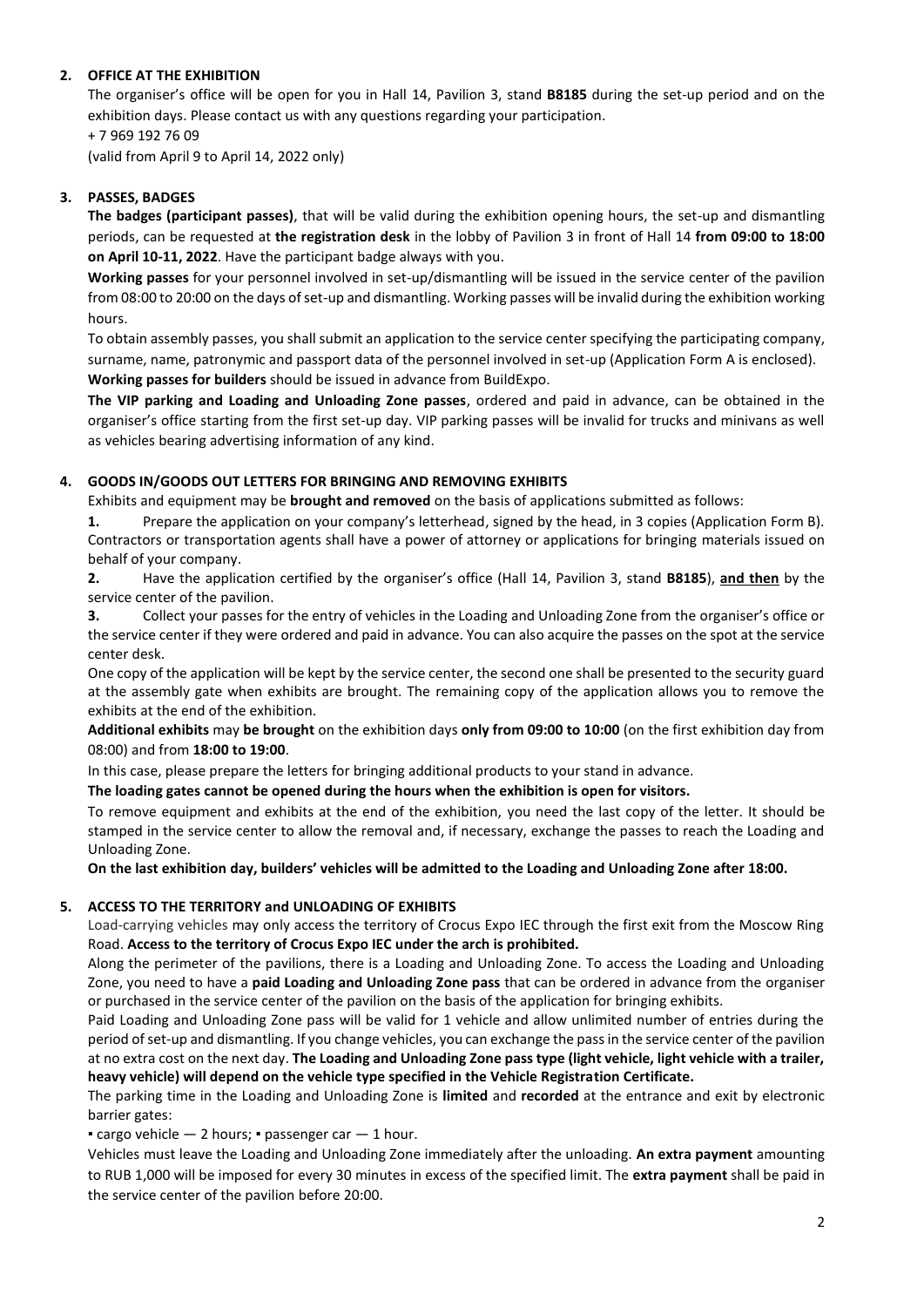## 2. OFFICE AT THE EXHIBITION

The organiser's office will be open for you in Hall 14, Pavilion 3, stand **B8185** during the set-up period and on the exhibition days. Please contact us with any questions regarding your participation.

+ 7 969 192 76 09

(valid from April 9 to April 14, 2022 only)

## 3. PASSES, BADGES

**The badges (participant passes)**, that will be valid during the exhibition opening hours, the set-up and dismantling periods, can be requested at **the registration desk** in the lobby of Pavilion 3 in front of Hall 14 **from 09:00 to 18:00 on April 10-11, 2022**. Have the participant badge always with you.

**Working passes** for your personnel involved in set-up/dismantling will be issued in the service center of the pavilion from 08:00 to 20:00 on the days of set-up and dismantling. Working passes will be invalid during the exhibition working hours.

To obtain assembly passes, you shall submit an application to the service center specifying the participating company, surname, name, patronymic and passport data of the personnel involved in set-up (Application Form A is enclosed).

**Working passes for builders** should be issued in advance from BuildExpo.

**The VIP parking and Loading and Unloading Zone passes**, ordered and paid in advance, can be obtained in the organiser's office starting from the first set-up day. VIP parking passes will be invalid for trucks and minivans as well as vehicles bearing advertising information of any kind.

## 4. GOODS IN/GOODS OUT LETTERS FOR BRINGING AND REMOVING EXHIBITS

Exhibits and equipment may be **brought and removed** on the basis of applications submitted as follows:

1. Prepare the application on your company's letterhead, signed by the head, in 3 copies (Application Form B). Contractors or transportation agents shall have a power of attorney or applications for bringing materials issued on behalf of your company.
2. Have the application certified by the organiser's office (Hall 14, Pavilion 3, stand **B8185**), **and then** by the service center of the pavilion.
3. Collect your passes for the entry of vehicles in the Loading and Unloading Zone from the organiser's office or the service center if they were ordered and paid in advance. You can also acquire the passes on the spot at the service center desk.

One copy of the application will be kept by the service center, the second one shall be presented to the security guard at the assembly gate when exhibits are brought. The remaining copy of the application allows you to remove the exhibits at the end of the exhibition.

**Additional exhibits** may **be brought** on the exhibition days **only from 09:00 to 10:00** (on the first exhibition day from 08:00) and from **18:00 to 19:00**.

In this case, please prepare the letters for bringing additional products to your stand in advance.

**The loading gates cannot be opened during the hours when the exhibition is open for visitors.**

To remove equipment and exhibits at the end of the exhibition, you need the last copy of the letter. It should be stamped in the service center to allow the removal and, if necessary, exchange the passes to reach the Loading and Unloading Zone.

**On the last exhibition day, builders' vehicles will be admitted to the Loading and Unloading Zone after 18:00.**

## 5. ACCESS TO THE TERRITORY and UNLOADING OF EXHIBITS

Load-carrying vehicles may only access the territory of Crocus Expo IEC through the first exit from the Moscow Ring Road. **Access to the territory of Crocus Expo IEC under the arch is prohibited.**

Along the perimeter of the pavilions, there is a Loading and Unloading Zone. To access the Loading and Unloading Zone, you need to have a **paid Loading and Unloading Zone pass** that can be ordered in advance from the organiser or purchased in the service center of the pavilion on the basis of the application for bringing exhibits.

Paid Loading and Unloading Zone pass will be valid for 1 vehicle and allow unlimited number of entries during the period of set-up and dismantling. If you change vehicles, you can exchange the pass in the service center of the pavilion at no extra cost on the next day. **The Loading and Unloading Zone pass type (light vehicle, light vehicle with a trailer, heavy vehicle) will depend on the vehicle type specified in the Vehicle Registration Certificate.**

The parking time in the Loading and Unloading Zone is **limited** and **recorded** at the entrance and exit by electronic barrier gates:

▪ cargo vehicle — 2 hours; ▪ passenger car — 1 hour.

Vehicles must leave the Loading and Unloading Zone immediately after the unloading. **An extra payment** amounting to RUB 1,000 will be imposed for every 30 minutes in excess of the specified limit. The **extra payment** shall be paid in the service center of the pavilion before 20:00.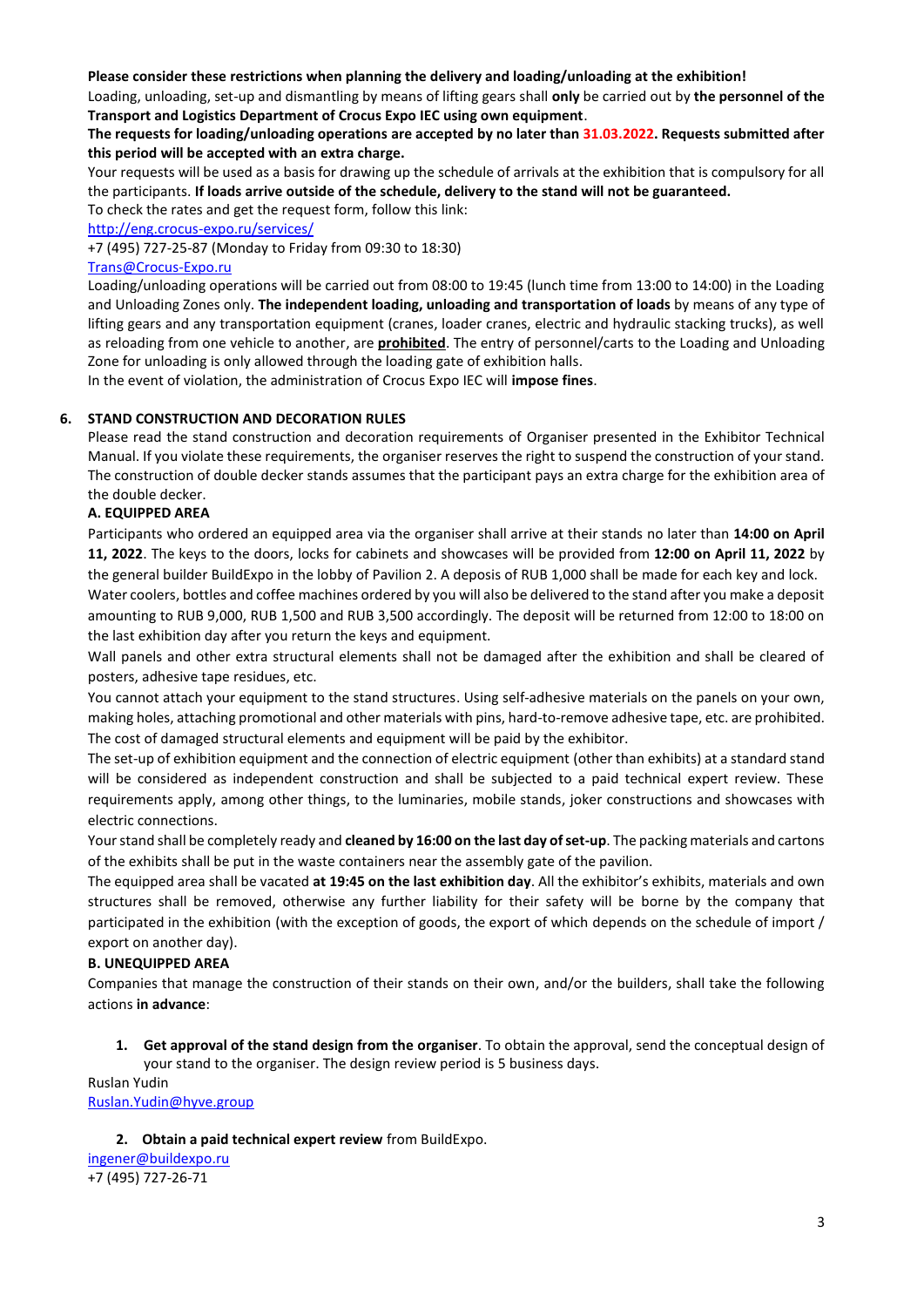**Please consider these restrictions when planning the delivery and loading/unloading at the exhibition!**

Loading, unloading, set-up and dismantling by means of lifting gears shall **only** be carried out by **the personnel of the Transport and Logistics Department of Crocus Expo IEC using own equipment**.

**The requests for loading/unloading operations are accepted by no later than 31.03.2022. Requests submitted after this period will be accepted with an extra charge.**

Your requests will be used as a basis for drawing up the schedule of arrivals at the exhibition that is compulsory for all the participants. **If loads arrive outside of the schedule, delivery to the stand will not be guaranteed.**

To check the rates and get the request form, follow this link:

http://eng.crocus-expo.ru/services/

+7 (495) 727-25-87 (Monday to Friday from 09:30 to 18:30)

Trans@Crocus-Expo.ru

Loading/unloading operations will be carried out from 08:00 to 19:45 (lunch time from 13:00 to 14:00) in the Loading and Unloading Zones only. **The independent loading, unloading and transportation of loads** by means of any type of lifting gears and any transportation equipment (cranes, loader cranes, electric and hydraulic stacking trucks), as well as reloading from one vehicle to another, are **prohibited**. The entry of personnel/carts to the Loading and Unloading Zone for unloading is only allowed through the loading gate of exhibition halls.

In the event of violation, the administration of Crocus Expo IEC will **impose fines**.

## 6. STAND CONSTRUCTION AND DECORATION RULES

Please read the stand construction and decoration requirements of Organiser presented in the Exhibitor Technical Manual. If you violate these requirements, the organiser reserves the right to suspend the construction of your stand. The construction of double decker stands assumes that the participant pays an extra charge for the exhibition area of the double decker.

### A. EQUIPPED AREA

Participants who ordered an equipped area via the organiser shall arrive at their stands no later than **14:00 on April 11, 2022**. The keys to the doors, locks for cabinets and showcases will be provided from **12:00 on April 11, 2022** by the general builder BuildExpo in the lobby of Pavilion 2. A deposis of RUB 1,000 shall be made for each key and lock.

Water coolers, bottles and coffee machines ordered by you will also be delivered to the stand after you make a deposit amounting to RUB 9,000, RUB 1,500 and RUB 3,500 accordingly. The deposit will be returned from 12:00 to 18:00 on the last exhibition day after you return the keys and equipment.

Wall panels and other extra structural elements shall not be damaged after the exhibition and shall be cleared of posters, adhesive tape residues, etc.

You cannot attach your equipment to the stand structures. Using self-adhesive materials on the panels on your own, making holes, attaching promotional and other materials with pins, hard-to-remove adhesive tape, etc. are prohibited. The cost of damaged structural elements and equipment will be paid by the exhibitor.

The set-up of exhibition equipment and the connection of electric equipment (other than exhibits) at a standard stand will be considered as independent construction and shall be subjected to a paid technical expert review. These requirements apply, among other things, to the luminaries, mobile stands, joker constructions and showcases with electric connections.

Your stand shall be completely ready and **cleaned by 16:00 on the last day of set-up**. The packing materials and cartons of the exhibits shall be put in the waste containers near the assembly gate of the pavilion.

The equipped area shall be vacated **at 19:45 on the last exhibition day**. All the exhibitor's exhibits, materials and own structures shall be removed, otherwise any further liability for their safety will be borne by the company that participated in the exhibition (with the exception of goods, the export of which depends on the schedule of import / export on another day).

### B. UNEQUIPPED AREA

Companies that manage the construction of their stands on their own, and/or the builders, shall take the following actions **in advance**:

1. **Get approval of the stand design from the organiser**. To obtain the approval, send the conceptual design of your stand to the organiser. The design review period is 5 business days.

Ruslan Yudin

Ruslan.Yudin@hyve.group

2. **Obtain a paid technical expert review** from BuildExpo.

ingener@buildexpo.ru

+7 (495) 727-26-71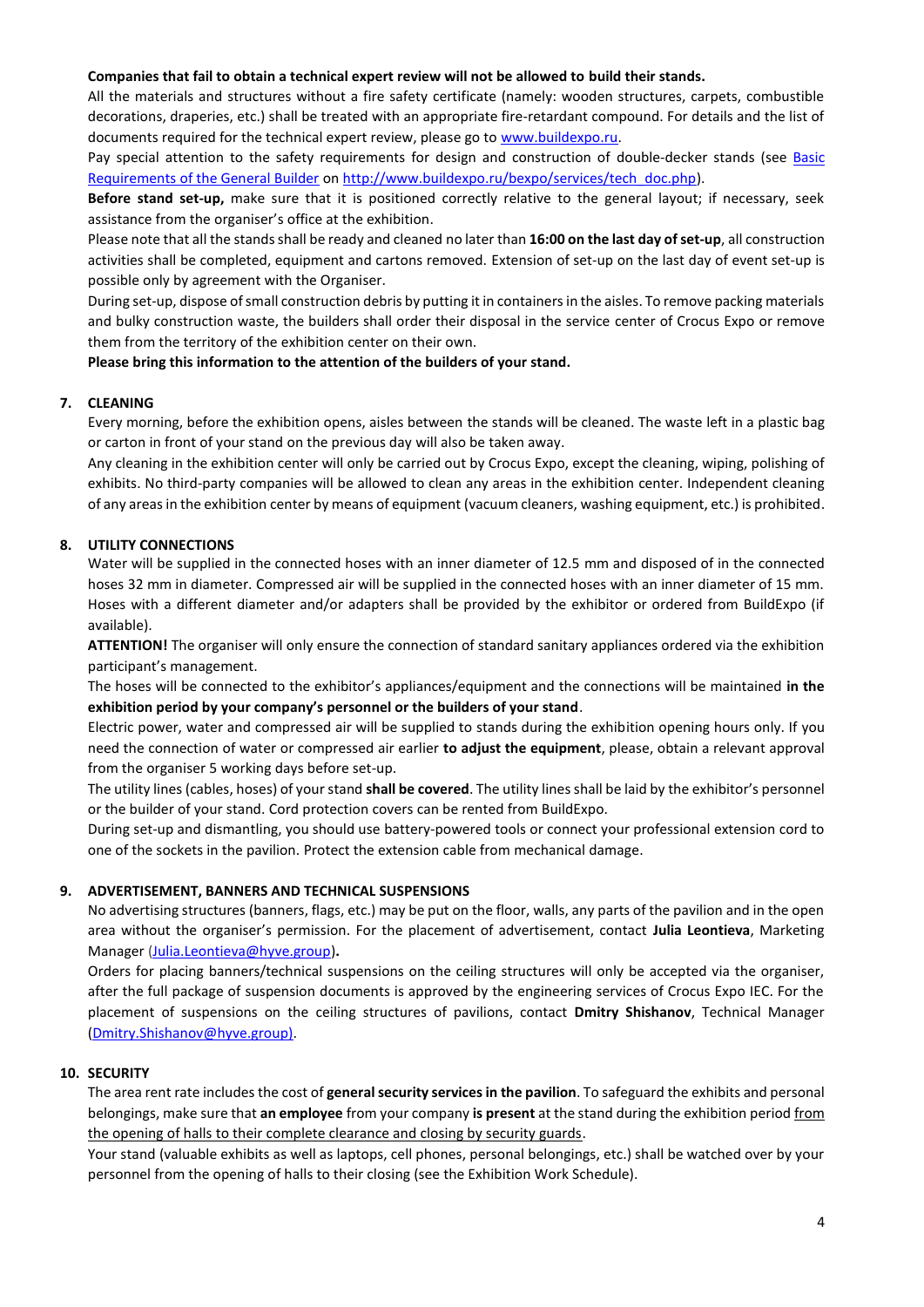**Companies that fail to obtain a technical expert review will not be allowed to build their stands.**

All the materials and structures without a fire safety certificate (namely: wooden structures, carpets, combustible decorations, draperies, etc.) shall be treated with an appropriate fire-retardant compound. For details and the list of documents required for the technical expert review, please go to [www.buildexpo.ru](www.buildexpo.ru).

Pay special attention to the safety requirements for design and construction of double-decker stands (see [Basic Requirements of the General Builder](http://www.buildexpo.ru/bexpo/services/tech_doc.php) on [http://www.buildexpo.ru/bexpo/services/tech_doc.php](http://www.buildexpo.ru/bexpo/services/tech_doc.php)).

**Before stand set-up,** make sure that it is positioned correctly relative to the general layout; if necessary, seek assistance from the organiser's office at the exhibition.

Please note that all the stands shall be ready and cleaned no later than **16:00 on the last day of set-up**, all construction activities shall be completed, equipment and cartons removed. Extension of set-up on the last day of event set-up is possible only by agreement with the Organiser.

During set-up, dispose of small construction debris by putting it in containers in the aisles. To remove packing materials and bulky construction waste, the builders shall order their disposal in the service center of Crocus Expo or remove them from the territory of the exhibition center on their own.

**Please bring this information to the attention of the builders of your stand.**

## 7. CLEANING

Every morning, before the exhibition opens, aisles between the stands will be cleaned. The waste left in a plastic bag or carton in front of your stand on the previous day will also be taken away.

Any cleaning in the exhibition center will only be carried out by Crocus Expo, except the cleaning, wiping, polishing of exhibits. No third-party companies will be allowed to clean any areas in the exhibition center. Independent cleaning of any areas in the exhibition center by means of equipment (vacuum cleaners, washing equipment, etc.) is prohibited.

## 8. UTILITY CONNECTIONS

Water will be supplied in the connected hoses with an inner diameter of 12.5 mm and disposed of in the connected hoses 32 mm in diameter. Compressed air will be supplied in the connected hoses with an inner diameter of 15 mm. Hoses with a different diameter and/or adapters shall be provided by the exhibitor or ordered from BuildExpo (if available).

**ATTENTION!** The organiser will only ensure the connection of standard sanitary appliances ordered via the exhibition participant's management.

The hoses will be connected to the exhibitor's appliances/equipment and the connections will be maintained **in the exhibition period by your company's personnel or the builders of your stand**.

Electric power, water and compressed air will be supplied to stands during the exhibition opening hours only. If you need the connection of water or compressed air earlier **to adjust the equipment**, please, obtain a relevant approval from the organiser 5 working days before set-up.

The utility lines (cables, hoses) of your stand **shall be covered**. The utility lines shall be laid by the exhibitor's personnel or the builder of your stand. Cord protection covers can be rented from BuildExpo.

During set-up and dismantling, you should use battery-powered tools or connect your professional extension cord to one of the sockets in the pavilion. Protect the extension cable from mechanical damage.

## 9. ADVERTISEMENT, BANNERS AND TECHNICAL SUSPENSIONS

No advertising structures (banners, flags, etc.) may be put on the floor, walls, any parts of the pavilion and in the open area without the organiser's permission. For the placement of advertisement, contact **Julia Leontieva**, Marketing Manager ([Julia.Leontieva@hyve.group](mailto:Julia.Leontieva@hyve.group))**.**

Orders for placing banners/technical suspensions on the ceiling structures will only be accepted via the organiser, after the full package of suspension documents is approved by the engineering services of Crocus Expo IEC. For the placement of suspensions on the ceiling structures of pavilions, contact **Dmitry Shishanov**, Technical Manager ([Dmitry.Shishanov@hyve.group](mailto:Dmitry.Shishanov@hyve.group)).

## 10. SECURITY

The area rent rate includes the cost of **general security services in the pavilion**. To safeguard the exhibits and personal belongings, make sure that **an employee** from your company **is present** at the stand during the exhibition period from the opening of halls to their complete clearance and closing by security guards.

Your stand (valuable exhibits as well as laptops, cell phones, personal belongings, etc.) shall be watched over by your personnel from the opening of halls to their closing (see the Exhibition Work Schedule).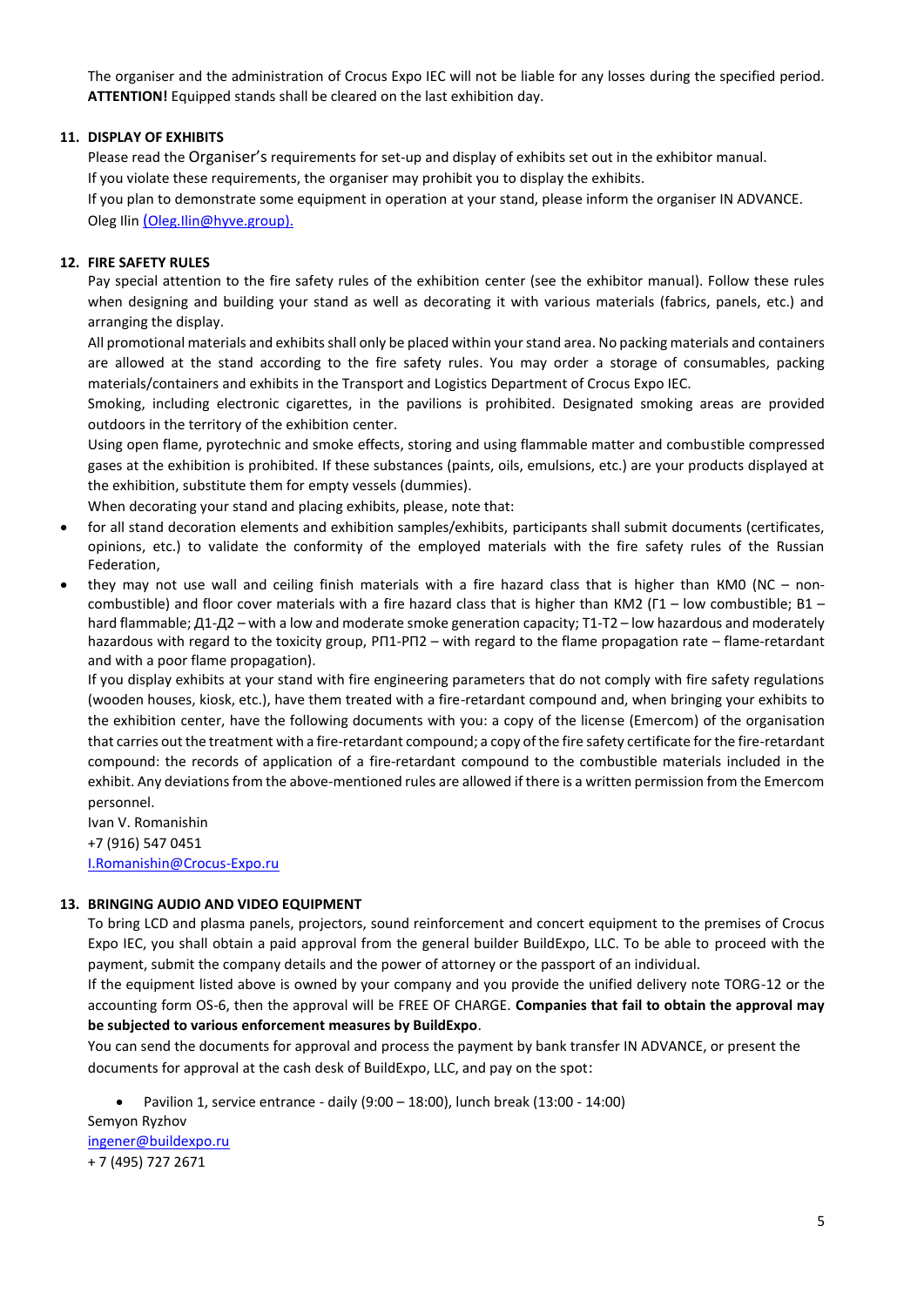The organiser and the administration of Crocus Expo IEC will not be liable for any losses during the specified period. **ATTENTION!** Equipped stands shall be cleared on the last exhibition day.

## 11. DISPLAY OF EXHIBITS

Please read the Organiser's requirements for set-up and display of exhibits set out in the exhibitor manual.
If you violate these requirements, the organiser may prohibit you to display the exhibits.
If you plan to demonstrate some equipment in operation at your stand, please inform the organiser IN ADVANCE.
Oleg Ilin (Oleg.Ilin@hyve.group).

## 12. FIRE SAFETY RULES

Pay special attention to the fire safety rules of the exhibition center (see the exhibitor manual). Follow these rules when designing and building your stand as well as decorating it with various materials (fabrics, panels, etc.) and arranging the display.

All promotional materials and exhibits shall only be placed within your stand area. No packing materials and containers are allowed at the stand according to the fire safety rules. You may order a storage of consumables, packing materials/containers and exhibits in the Transport and Logistics Department of Crocus Expo IEC.

Smoking, including electronic cigarettes, in the pavilions is prohibited. Designated smoking areas are provided outdoors in the territory of the exhibition center.

Using open flame, pyrotechnic and smoke effects, storing and using flammable matter and combustible compressed gases at the exhibition is prohibited. If these substances (paints, oils, emulsions, etc.) are your products displayed at the exhibition, substitute them for empty vessels (dummies).

When decorating your stand and placing exhibits, please, note that:

- for all stand decoration elements and exhibition samples/exhibits, participants shall submit documents (certificates, opinions, etc.) to validate the conformity of the employed materials with the fire safety rules of the Russian Federation,
- they may not use wall and ceiling finish materials with a fire hazard class that is higher than КМ0 (NC – non-combustible) and floor cover materials with a fire hazard class that is higher than КМ2 (Г1 – low combustible; В1 – hard flammable; Д1-Д2 – with a low and moderate smoke generation capacity; Т1-Т2 – low hazardous and moderately hazardous with regard to the toxicity group, РП1-РП2 – with regard to the flame propagation rate – flame-retardant and with a poor flame propagation).

If you display exhibits at your stand with fire engineering parameters that do not comply with fire safety regulations (wooden houses, kiosk, etc.), have them treated with a fire-retardant compound and, when bringing your exhibits to the exhibition center, have the following documents with you: a copy of the license (Emercom) of the organisation that carries out the treatment with a fire-retardant compound; a copy of the fire safety certificate for the fire-retardant compound: the records of application of a fire-retardant compound to the combustible materials included in the exhibit. Any deviations from the above-mentioned rules are allowed if there is a written permission from the Emercom personnel.

Ivan V. Romanishin
+7 (916) 547 0451
I.Romanishin@Crocus-Expo.ru

## 13. BRINGING AUDIO AND VIDEO EQUIPMENT

To bring LCD and plasma panels, projectors, sound reinforcement and concert equipment to the premises of Crocus Expo IEC, you shall obtain a paid approval from the general builder BuildExpo, LLC. To be able to proceed with the payment, submit the company details and the power of attorney or the passport of an individual.

If the equipment listed above is owned by your company and you provide the unified delivery note TORG-12 or the accounting form OS-6, then the approval will be FREE OF CHARGE. **Companies that fail to obtain the approval may be subjected to various enforcement measures by BuildExpo**.

You can send the documents for approval and process the payment by bank transfer IN ADVANCE, or present the documents for approval at the cash desk of BuildExpo, LLC, and pay on the spot:

- Pavilion 1, service entrance - daily (9:00 – 18:00), lunch break (13:00 - 14:00)

Semyon Ryzhov
ingener@buildexpo.ru
+ 7 (495) 727 2671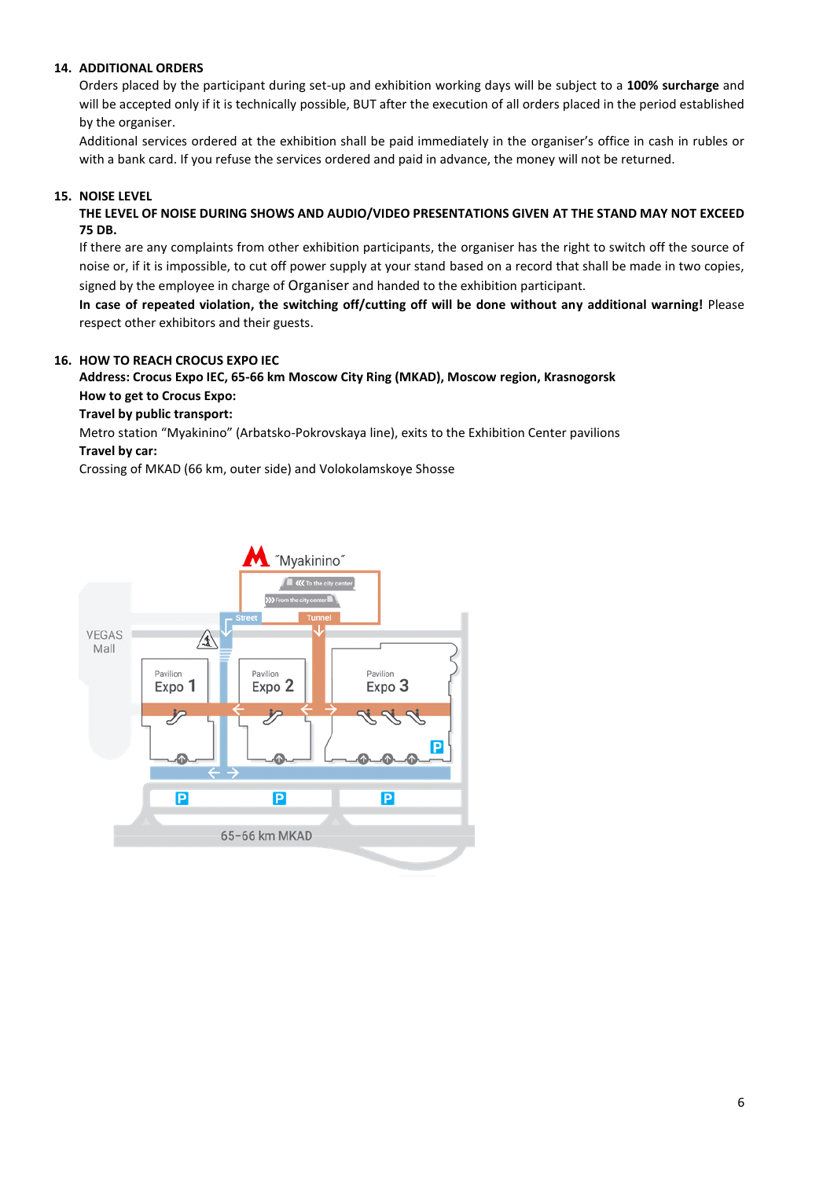## 14. ADDITIONAL ORDERS

Orders placed by the participant during set-up and exhibition working days will be subject to a **100% surcharge** and will be accepted only if it is technically possible, BUT after the execution of all orders placed in the period established by the organiser.

Additional services ordered at the exhibition shall be paid immediately in the organiser's office in cash in rubles or with a bank card. If you refuse the services ordered and paid in advance, the money will not be returned.

## 15. NOISE LEVEL

**THE LEVEL OF NOISE DURING SHOWS AND AUDIO/VIDEO PRESENTATIONS GIVEN AT THE STAND MAY NOT EXCEED 75 DB.**

If there are any complaints from other exhibition participants, the organiser has the right to switch off the source of noise or, if it is impossible, to cut off power supply at your stand based on a record that shall be made in two copies, signed by the employee in charge of Organiser and handed to the exhibition participant.

**In case of repeated violation, the switching off/cutting off will be done without any additional warning!** Please respect other exhibitors and their guests.

## 16. HOW TO REACH CROCUS EXPO IEC

**Address: Crocus Expo IEC, 65-66 km Moscow City Ring (MKAD), Moscow region, Krasnogorsk**

**How to get to Crocus Expo:**

**Travel by public transport:**

Metro station "Myakinino" (Arbatsko-Pokrovskaya line), exits to the Exhibition Center pavilions

**Travel by car:**

Crossing of MKAD (66 km, outer side) and Volokolamskoye Shosse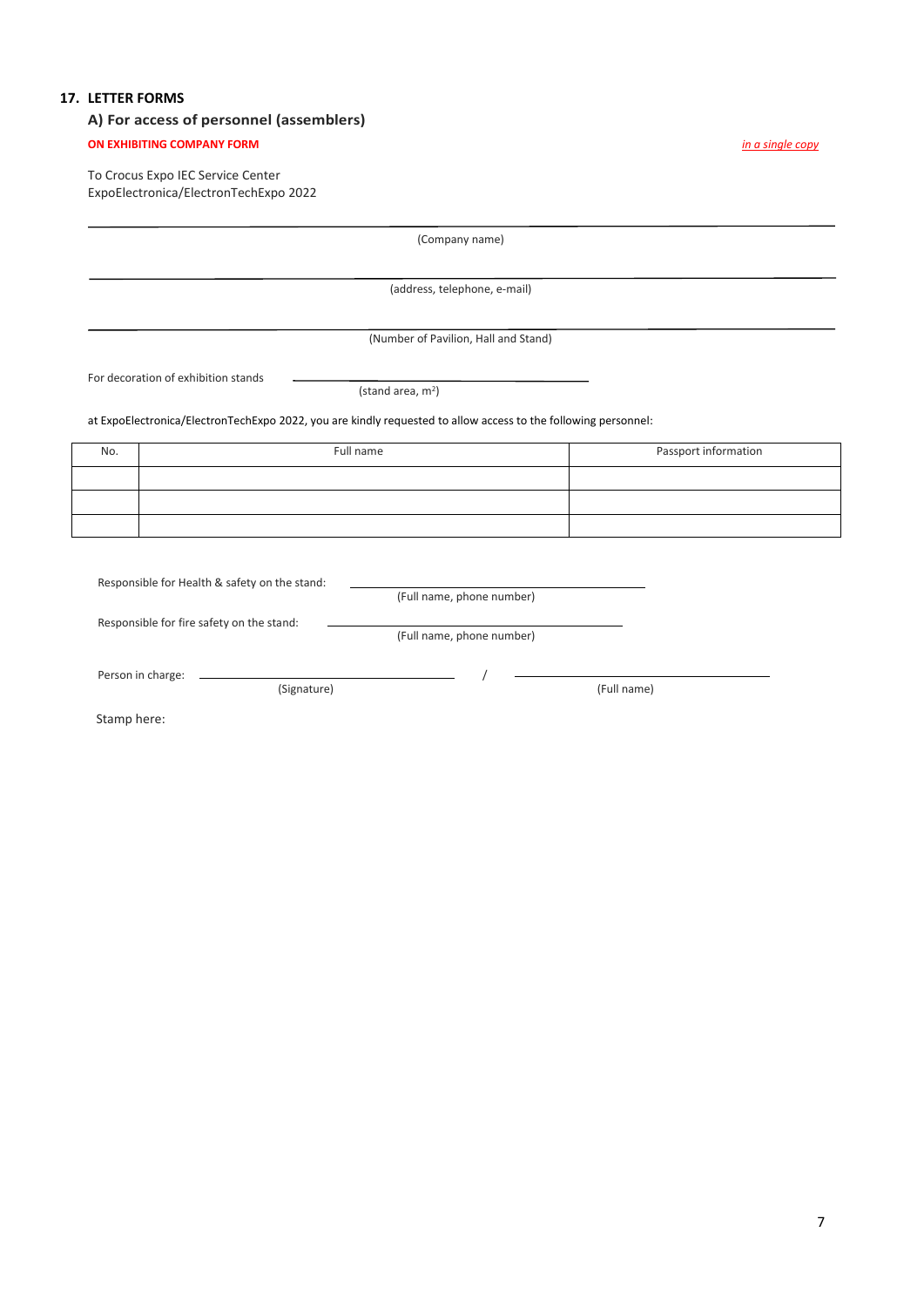## 17. LETTER FORMS

### A) For access of personnel (assemblers)

**ON EXHIBITING COMPANY FORM** *in a single copy*

To Crocus Expo IEC Service Center
ExpoElectronica/ElectronTechExpo 2022

\_\_\_\_\_\_\_\_\_\_\_\_\_\_\_\_\_\_\_\_\_\_\_\_\_\_\_\_\_\_\_\_\_\_\_\_\_\_\_\_\_\_\_\_\_\_\_\_\_\_\_\_\_\_\_\_\_\_\_\_
(Company name)

\_\_\_\_\_\_\_\_\_\_\_\_\_\_\_\_\_\_\_\_\_\_\_\_\_\_\_\_\_\_\_\_\_\_\_\_\_\_\_\_\_\_\_\_\_\_\_\_\_\_\_\_\_\_\_\_\_\_\_\_
(address, telephone, e-mail)

\_\_\_\_\_\_\_\_\_\_\_\_\_\_\_\_\_\_\_\_\_\_\_\_\_\_\_\_\_\_\_\_\_\_\_\_\_\_\_\_\_\_\_\_\_\_\_\_\_\_\_\_\_\_\_\_\_\_\_\_
(Number of Pavilion, Hall and Stand)

For decoration of exhibition stands \_\_\_\_\_\_\_\_\_\_\_\_\_\_\_\_\_\_\_\_\_\_\_\_\_\_\_\_
(stand area, m$^2$)

at ExpoElectronica/ElectronTechExpo 2022, you are kindly requested to allow access to the following personnel:

| No. | Full name | Passport information |
|---|---|---|
| | | |
| | | |
| | | |

Responsible for Health & safety on the stand: \_\_\_\_\_\_\_\_\_\_\_\_\_\_\_\_\_\_\_\_\_\_\_\_\_\_\_\_
(Full name, phone number)

Responsible for fire safety on the stand: \_\_\_\_\_\_\_\_\_\_\_\_\_\_\_\_\_\_\_\_\_\_\_\_\_\_\_\_
(Full name, phone number)

Person in charge: \_\_\_\_\_\_\_\_\_\_\_\_\_\_\_\_\_\_\_\_\_\_\_\_ / \_\_\_\_\_\_\_\_\_\_\_\_\_\_\_\_\_\_\_\_\_\_\_\_
(Signature) (Full name)

Stamp here: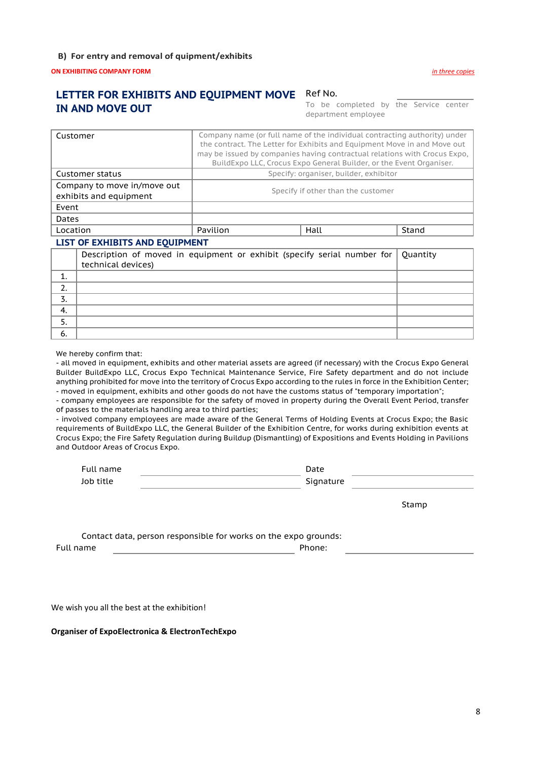**B) For entry and removal of quipment/exhibits**

**ON EXHIBITING COMPANY FORM**

*in three copies*

## LETTER FOR EXHIBITS AND EQUIPMENT MOVE IN AND MOVE OUT

Ref No. \_\_\_\_\_\_\_\_\_\_
To be completed by the Service center department employee

| | | | |
|---|---|---|---|
| Customer | Company name (or full name of the individual contracting authority) under the contract. The Letter for Exhibits and Equipment Move in and Move out may be issued by companies having contractual relations with Crocus Expo, BuildExpo LLC, Crocus Expo General Builder, or the Event Organiser. | | |
| Customer status | Specify: organiser, builder, exhibitor | | |
| Company to move in/move out exhibits and equipment | Specify if other than the customer | | |
| Event | | | |
| Dates | | | |
| Location | Pavilion | Hall | Stand |

### LIST OF EXHIBITS AND EQUIPMENT

| | Description of moved in equipment or exhibit (specify serial number for technical devices) | Quantity |
|---|---|---|
| 1. | | |
| 2. | | |
| 3. | | |
| 4. | | |
| 5. | | |
| 6. | | |

We hereby confirm that:
- all moved in equipment, exhibits and other material assets are agreed (if necessary) with the Crocus Expo General Builder BuildExpo LLC, Crocus Expo Technical Maintenance Service, Fire Safety department and do not include anything prohibited for move into the territory of Crocus Expo according to the rules in force in the Exhibition Center;
- moved in equipment, exhibits and other goods do not have the customs status of "temporary importation";
- company employees are responsible for the safety of moved in property during the Overall Event Period, transfer of passes to the materials handling area to third parties;
- involved company employees are made aware of the General Terms of Holding Events at Crocus Expo; the Basic requirements of BuildExpo LLC, the General Builder of the Exhibition Centre, for works during exhibition events at Crocus Expo; the Fire Safety Regulation during Buildup (Dismantling) of Expositions and Events Holding in Pavilions and Outdoor Areas of Crocus Expo.

Full name \_\_\_\_\_\_\_\_\_\_\_\_\_\_\_\_\_\_\_\_ Date \_\_\_\_\_\_\_\_\_\_\_\_\_\_\_\_\_\_\_\_

Job title \_\_\_\_\_\_\_\_\_\_\_\_\_\_\_\_\_\_\_\_ Signature \_\_\_\_\_\_\_\_\_\_\_\_\_\_\_\_\_\_\_\_

Stamp

Contact data, person responsible for works on the expo grounds:

Full name \_\_\_\_\_\_\_\_\_\_\_\_\_\_\_\_\_\_\_\_ Phone: \_\_\_\_\_\_\_\_\_\_\_\_\_\_\_\_\_\_\_\_

We wish you all the best at the exhibition!

**Organiser of ExpoElectronica & ElectronTechExpo**